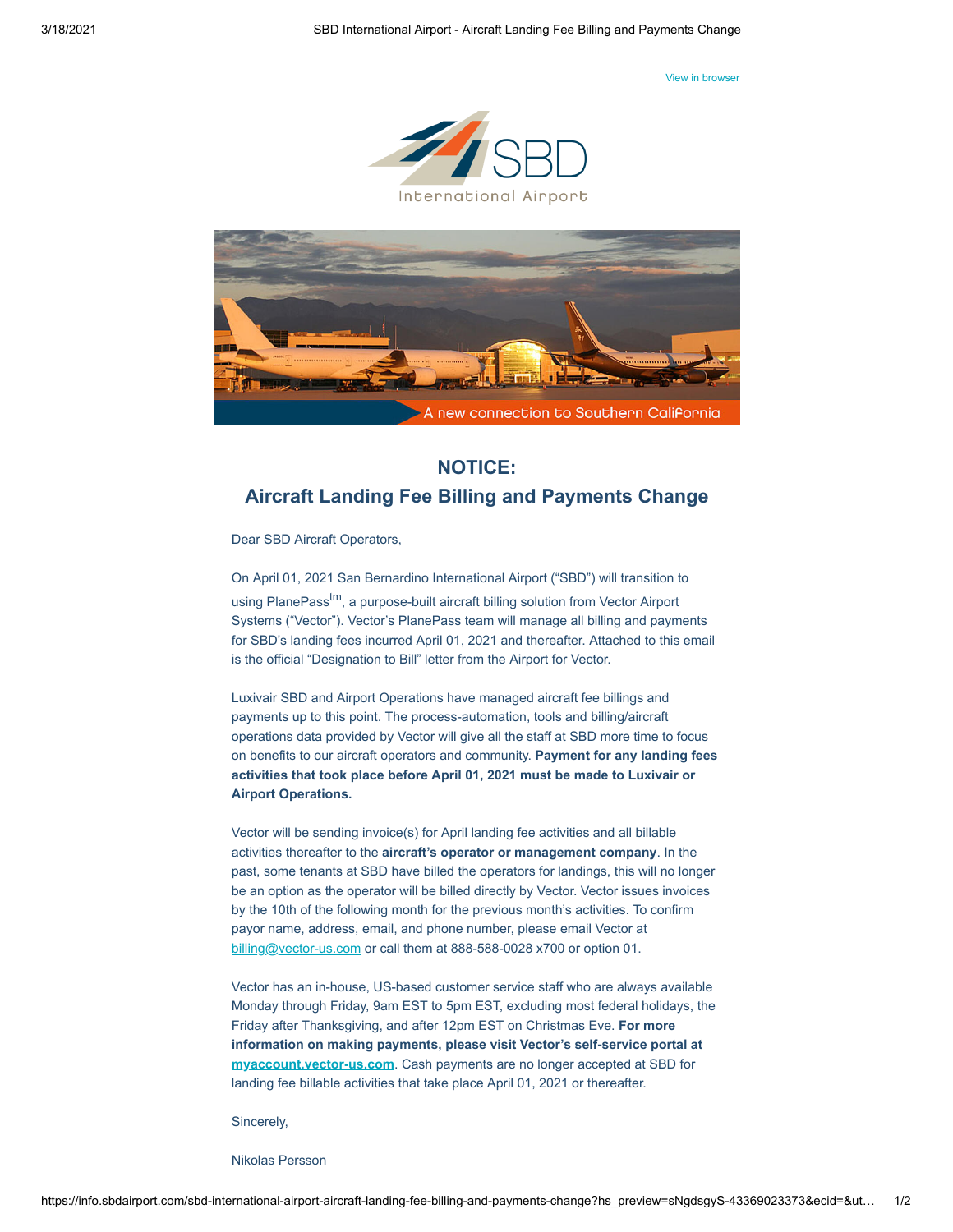View in browser

# NOTICE:

## Aircraft Landing Fee Billing and Payments Change

Dear SBD Aircraft Operators,

On April 01, 2021 San Bernardino International Airport ("SBD") will transition to using PlanePass[tm], a purpose-built aircraft billing solution from Vector Airport Systems ("Vector"). Vector's PlanePass team will manage all billing and payments for SBD's landing fees incurred April 01, 2021 and thereafter. Attached to this email is the official "Designation to Bill" letter from the Airport for Vector.

Luxivair SBD and Airport Operations have managed aircraft fee billings and payments up to this point. The process-automation, tools and billing/aircraft operations data provided by Vector will give all the staff at SBD more time to focus on benefits to our aircraft operators and community. **Payment for any landing fees activities that took place before April 01, 2021 must be made to Luxivair or Airport Operations.**

Vector will be sending invoice(s) for April landing fee activities and all billable activities thereafter to the **aircraft's operator or management company**. In the past, some tenants at SBD have billed the operators for landings, this will no longer be an option as the operator will be billed directly by Vector. Vector issues invoices by the 10th of the following month for the previous month's activities. To confirm payor name, address, email, and phone number, please email Vector at billing@vector-us.com or call them at 888-588-0028 x700 or option 01.

Vector has an in-house, US-based customer service staff who are always available Monday through Friday, 9am EST to 5pm EST, excluding most federal holidays, the Friday after Thanksgiving, and after 12pm EST on Christmas Eve. **For more information on making payments, please visit Vector's self-service portal at myaccount.vector-us.com**. Cash payments are no longer accepted at SBD for landing fee billable activities that take place April 01, 2021 or thereafter.

Sincerely,

Nikolas Persson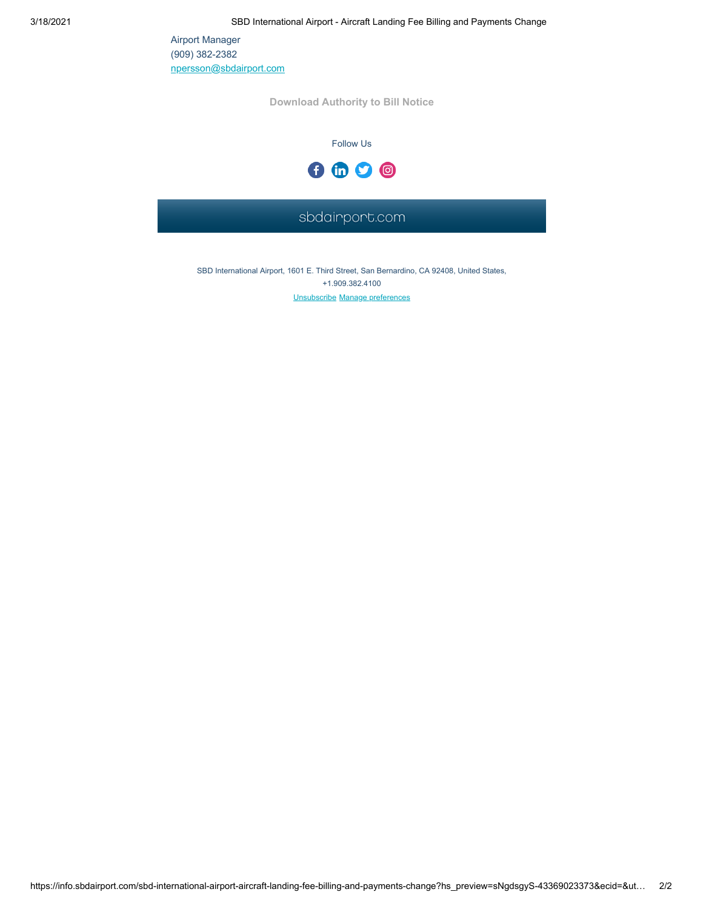Airport Manager
(909) 382-2382
npersson@sbdairport.com

**Download Authority to Bill Notice**

Follow Us

sbdairport.com

SBD International Airport, 1601 E. Third Street, San Bernardino, CA 92408, United States, +1.909.382.4100

Unsubscribe Manage preferences